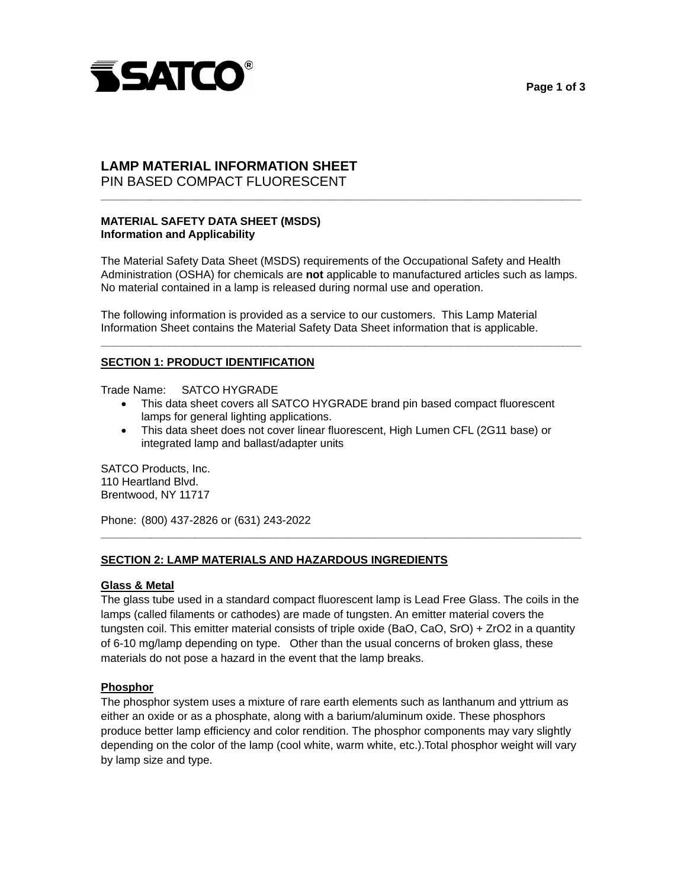SATCO®

# LAMP MATERIAL INFORMATION SHEET

PIN BASED COMPACT FLUORESCENT

---

**MATERIAL SAFETY DATA SHEET (MSDS)**
**Information and Applicability**

The Material Safety Data Sheet (MSDS) requirements of the Occupational Safety and Health Administration (OSHA) for chemicals are **not** applicable to manufactured articles such as lamps. No material contained in a lamp is released during normal use and operation.

The following information is provided as a service to our customers. This Lamp Material Information Sheet contains the Material Safety Data Sheet information that is applicable.

---

## SECTION 1: PRODUCT IDENTIFICATION

Trade Name: SATCO HYGRADE

- This data sheet covers all SATCO HYGRADE brand pin based compact fluorescent lamps for general lighting applications.
- This data sheet does not cover linear fluorescent, High Lumen CFL (2G11 base) or integrated lamp and ballast/adapter units

SATCO Products, Inc.
110 Heartland Blvd.
Brentwood, NY 11717

Phone: (800) 437-2826 or (631) 243-2022

---

## SECTION 2: LAMP MATERIALS AND HAZARDOUS INGREDIENTS

### Glass & Metal

The glass tube used in a standard compact fluorescent lamp is Lead Free Glass. The coils in the lamps (called filaments or cathodes) are made of tungsten. An emitter material covers the tungsten coil. This emitter material consists of triple oxide (BaO, CaO, SrO) + $ZrO_2$ in a quantity of 6-10 mg/lamp depending on type. Other than the usual concerns of broken glass, these materials do not pose a hazard in the event that the lamp breaks.

### Phosphor

The phosphor system uses a mixture of rare earth elements such as lanthanum and yttrium as either an oxide or as a phosphate, along with a barium/aluminum oxide. These phosphors produce better lamp efficiency and color rendition. The phosphor components may vary slightly depending on the color of the lamp (cool white, warm white, etc.).Total phosphor weight will vary by lamp size and type.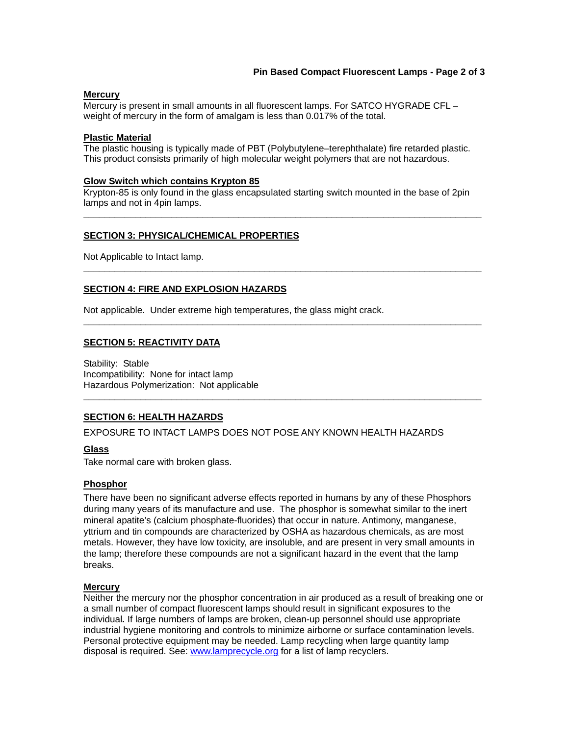### Mercury

Mercury is present in small amounts in all fluorescent lamps. For SATCO HYGRADE CFL – weight of mercury in the form of amalgam is less than 0.017% of the total.

### Plastic Material

The plastic housing is typically made of PBT (Polybutylene–terephthalate) fire retarded plastic. This product consists primarily of high molecular weight polymers that are not hazardous.

### Glow Switch which contains Krypton 85

Krypton-85 is only found in the glass encapsulated starting switch mounted in the base of 2pin lamps and not in 4pin lamps.

---

## SECTION 3: PHYSICAL/CHEMICAL PROPERTIES

Not Applicable to Intact lamp.

---

## SECTION 4: FIRE AND EXPLOSION HAZARDS

Not applicable. Under extreme high temperatures, the glass might crack.

---

## SECTION 5: REACTIVITY DATA

Stability: Stable
Incompatibility: None for intact lamp
Hazardous Polymerization: Not applicable

---

## SECTION 6: HEALTH HAZARDS

EXPOSURE TO INTACT LAMPS DOES NOT POSE ANY KNOWN HEALTH HAZARDS

### Glass

Take normal care with broken glass.

### Phosphor

There have been no significant adverse effects reported in humans by any of these Phosphors during many years of its manufacture and use. The phosphor is somewhat similar to the inert mineral apatite's (calcium phosphate-fluorides) that occur in nature. Antimony, manganese, yttrium and tin compounds are characterized by OSHA as hazardous chemicals, as are most metals. However, they have low toxicity, are insoluble, and are present in very small amounts in the lamp; therefore these compounds are not a significant hazard in the event that the lamp breaks.

### Mercury

Neither the mercury nor the phosphor concentration in air produced as a result of breaking one or a small number of compact fluorescent lamps should result in significant exposures to the individual**.** If large numbers of lamps are broken, clean-up personnel should use appropriate industrial hygiene monitoring and controls to minimize airborne or surface contamination levels. Personal protective equipment may be needed. Lamp recycling when large quantity lamp disposal is required. See: [www.lamprecycle.org](http://www.lamprecycle.org) for a list of lamp recyclers.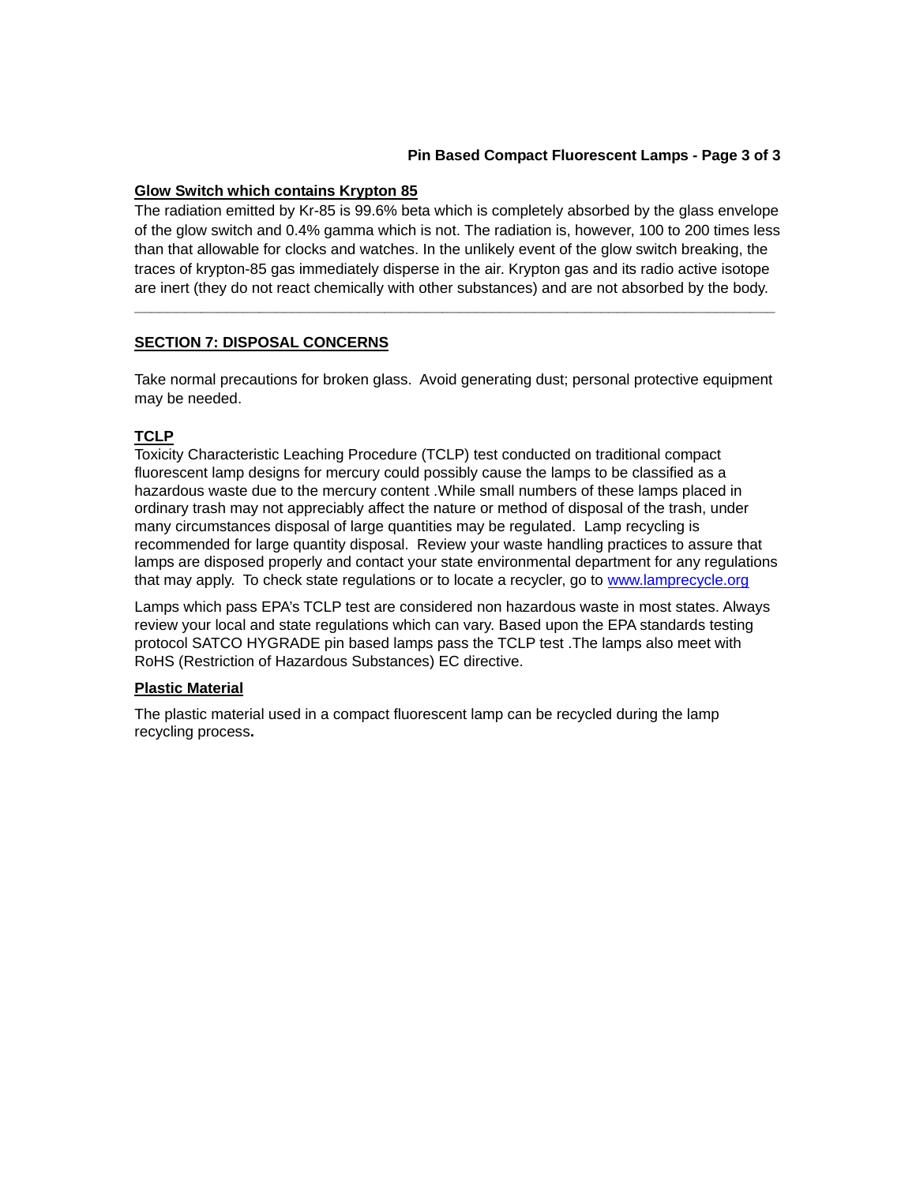## Glow Switch which contains Krypton 85

The radiation emitted by Kr-85 is 99.6% beta which is completely absorbed by the glass envelope of the glow switch and 0.4% gamma which is not. The radiation is, however, 100 to 200 times less than that allowable for clocks and watches. In the unlikely event of the glow switch breaking, the traces of krypton-85 gas immediately disperse in the air. Krypton gas and its radio active isotope are inert (they do not react chemically with other substances) and are not absorbed by the body.

---

## SECTION 7: DISPOSAL CONCERNS

Take normal precautions for broken glass. Avoid generating dust; personal protective equipment may be needed.

### TCLP

Toxicity Characteristic Leaching Procedure (TCLP) test conducted on traditional compact fluorescent lamp designs for mercury could possibly cause the lamps to be classified as a hazardous waste due to the mercury content .While small numbers of these lamps placed in ordinary trash may not appreciably affect the nature or method of disposal of the trash, under many circumstances disposal of large quantities may be regulated. Lamp recycling is recommended for large quantity disposal. Review your waste handling practices to assure that lamps are disposed properly and contact your state environmental department for any regulations that may apply. To check state regulations or to locate a recycler, go to [www.lamprecycle.org](http://www.lamprecycle.org)

Lamps which pass EPA's TCLP test are considered non hazardous waste in most states. Always review your local and state regulations which can vary. Based upon the EPA standards testing protocol SATCO HYGRADE pin based lamps pass the TCLP test .The lamps also meet with RoHS (Restriction of Hazardous Substances) EC directive.

### Plastic Material

The plastic material used in a compact fluorescent lamp can be recycled during the lamp recycling process**.**